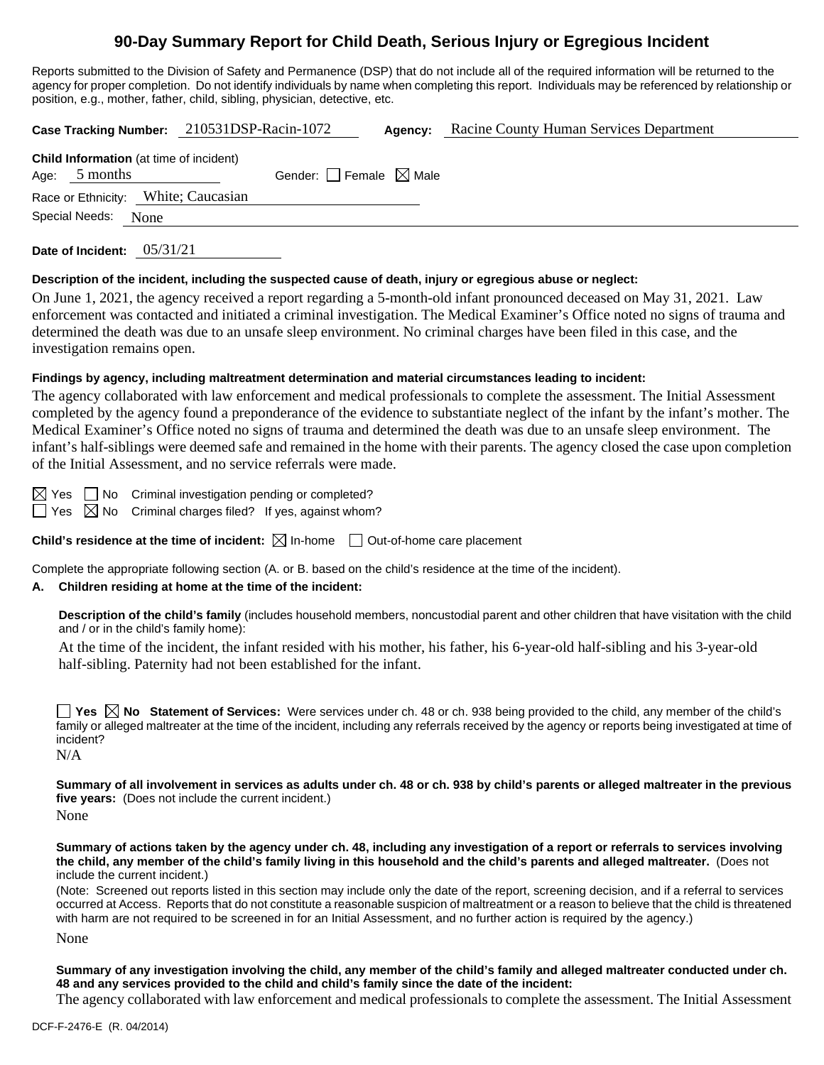# 90-Day Summary Report for Child Death, Serious Injury or Egregious Incident

Reports submitted to the Division of Safety and Permanence (DSP) that do not include all of the required information will be returned to the agency for proper completion. Do not identify individuals by name when completing this report. Individuals may be referenced by relationship or position, e.g., mother, father, child, sibling, physician, detective, etc.

**Case Tracking Number:** 210531DSP-Racin-1072 **Agency:** Racine County Human Services Department

**Child Information** (at time of incident)

Age: 5 months Gender: ☐ Female ☒ Male

Race or Ethnicity: White; Caucasian

Special Needs: None

**Date of Incident:** 05/31/21

**Description of the incident, including the suspected cause of death, injury or egregious abuse or neglect:**

On June 1, 2021, the agency received a report regarding a 5-month-old infant pronounced deceased on May 31, 2021. Law enforcement was contacted and initiated a criminal investigation. The Medical Examiner's Office noted no signs of trauma and determined the death was due to an unsafe sleep environment. No criminal charges have been filed in this case, and the investigation remains open.

**Findings by agency, including maltreatment determination and material circumstances leading to incident:**

The agency collaborated with law enforcement and medical professionals to complete the assessment. The Initial Assessment completed by the agency found a preponderance of the evidence to substantiate neglect of the infant by the infant's mother. The Medical Examiner's Office noted no signs of trauma and determined the death was due to an unsafe sleep environment. The infant's half-siblings were deemed safe and remained in the home with their parents. The agency closed the case upon completion of the Initial Assessment, and no service referrals were made.

☒ Yes ☐ No Criminal investigation pending or completed?

☐ Yes ☒ No Criminal charges filed? If yes, against whom?

**Child's residence at the time of incident:** ☒ In-home ☐ Out-of-home care placement

Complete the appropriate following section (A. or B. based on the child's residence at the time of the incident).

**A. Children residing at home at the time of the incident:**

**Description of the child's family** (includes household members, noncustodial parent and other children that have visitation with the child and / or in the child's family home):

At the time of the incident, the infant resided with his mother, his father, his 6-year-old half-sibling and his 3-year-old half-sibling. Paternity had not been established for the infant.

☐ **Yes** ☒ **No Statement of Services:** Were services under ch. 48 or ch. 938 being provided to the child, any member of the child's family or alleged maltreater at the time of the incident, including any referrals received by the agency or reports being investigated at time of incident?

N/A

**Summary of all involvement in services as adults under ch. 48 or ch. 938 by child's parents or alleged maltreater in the previous five years:** (Does not include the current incident.)

None

**Summary of actions taken by the agency under ch. 48, including any investigation of a report or referrals to services involving the child, any member of the child's family living in this household and the child's parents and alleged maltreater.** (Does not include the current incident.)

(Note: Screened out reports listed in this section may include only the date of the report, screening decision, and if a referral to services occurred at Access. Reports that do not constitute a reasonable suspicion of maltreatment or a reason to believe that the child is threatened with harm are not required to be screened in for an Initial Assessment, and no further action is required by the agency.)

None

**Summary of any investigation involving the child, any member of the child's family and alleged maltreater conducted under ch. 48 and any services provided to the child and child's family since the date of the incident:**

The agency collaborated with law enforcement and medical professionals to complete the assessment. The Initial Assessment

DCF-F-2476-E (R. 04/2014)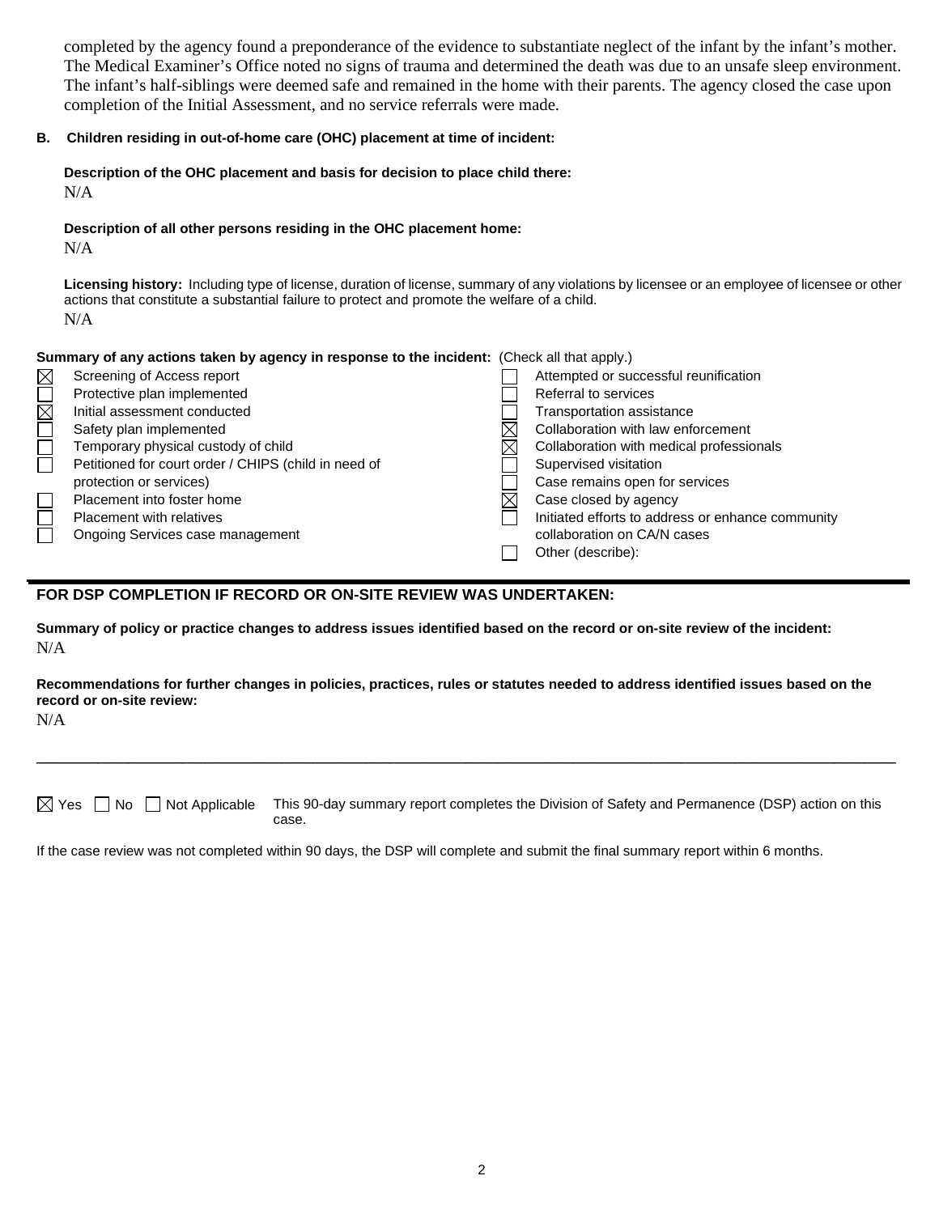completed by the agency found a preponderance of the evidence to substantiate neglect of the infant by the infant's mother. The Medical Examiner's Office noted no signs of trauma and determined the death was due to an unsafe sleep environment. The infant's half-siblings were deemed safe and remained in the home with their parents. The agency closed the case upon completion of the Initial Assessment, and no service referrals were made.

**B. Children residing in out-of-home care (OHC) placement at time of incident:**

**Description of the OHC placement and basis for decision to place child there:**
N/A

**Description of all other persons residing in the OHC placement home:**
N/A

**Licensing history:** Including type of license, duration of license, summary of any violations by licensee or an employee of licensee or other actions that constitute a substantial failure to protect and promote the welfare of a child.
N/A

**Summary of any actions taken by agency in response to the incident:** (Check all that apply.)

- ☒ Screening of Access report
- ☐ Protective plan implemented
- ☒ Initial assessment conducted
- ☐ Safety plan implemented
- ☐ Temporary physical custody of child
- ☐ Petitioned for court order / CHIPS (child in need of protection or services)
- ☐ Placement into foster home
- ☐ Placement with relatives
- ☐ Ongoing Services case management
- ☐ Attempted or successful reunification
- ☐ Referral to services
- ☐ Transportation assistance
- ☒ Collaboration with law enforcement
- ☒ Collaboration with medical professionals
- ☐ Supervised visitation
- ☐ Case remains open for services
- ☒ Case closed by agency
- ☐ Initiated efforts to address or enhance community collaboration on CA/N cases
- ☐ Other (describe):

## FOR DSP COMPLETION IF RECORD OR ON-SITE REVIEW WAS UNDERTAKEN:

**Summary of policy or practice changes to address issues identified based on the record or on-site review of the incident:**
N/A

**Recommendations for further changes in policies, practices, rules or statutes needed to address identified issues based on the record or on-site review:**
N/A

---

☒ Yes ☐ No ☐ Not Applicable This 90-day summary report completes the Division of Safety and Permanence (DSP) action on this case.

If the case review was not completed within 90 days, the DSP will complete and submit the final summary report within 6 months.